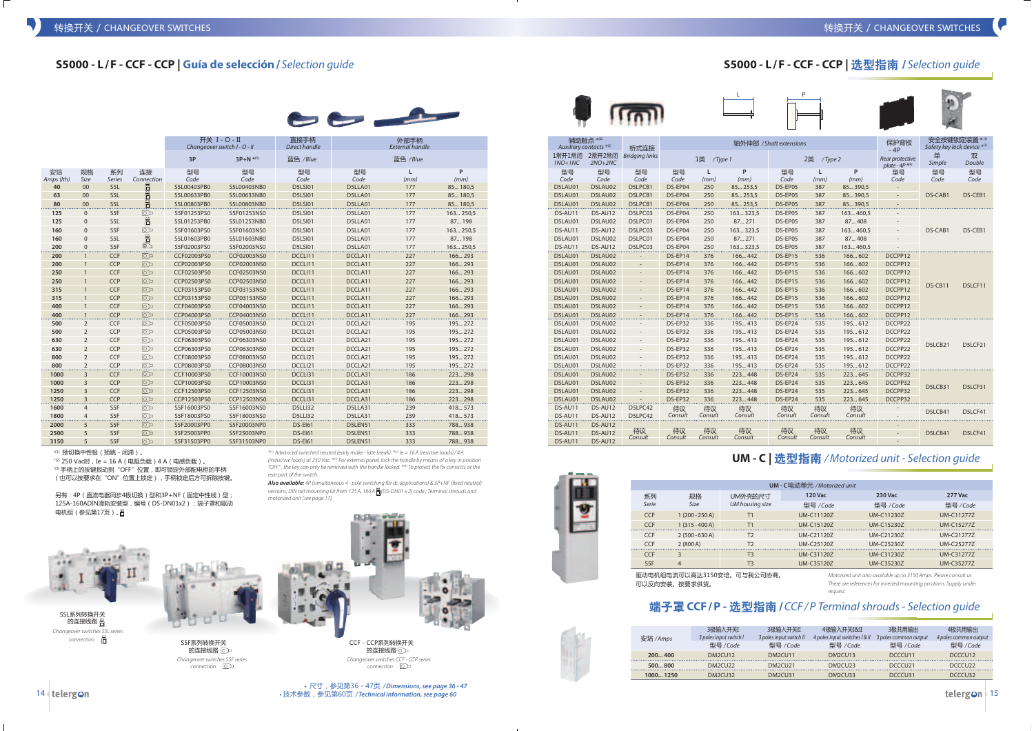## S5000 - L / F - CCF - CCP | Guía de selección / *Selection guide*

| 安培 *Amps (Ith)* | 规格 *Size* | 系列 *Series* | 连接 *Connection* | 开关 I - O - II *Changeover switch I - O - II* 3P 型号 *Code* | 3P+N *[1]* 型号 *Code* | 直接手柄 *Direct handle* 蓝色 */Blue* 型号 *Code* | 外部手柄 *External handle* 蓝色 */Blue* 型号 *Code* | L *(mm)* | P *(mm)* |
|---|---|---|---|---|---|---|---|---|---|
| 40 | 00 | SSL | | SSL00403PB0 | SSL00403NB0 | DSLSI01 | DSLLA01 | 177 | 85... 180,5 |
| 63 | 00 | SSL | | SSL00633PB0 | SSL00633NB0 | DSLSI01 | DSLLA01 | 177 | 85... 180,5 |
| 80 | 00 | SSL | | SSL00803PB0 | SSL00803NB0 | DSLSI01 | DSLLA01 | 177 | 85... 180,5 |
| 125 | 0 | SSF | | SSF01253PS0 | SSF01253NS0 | DSLSI01 | DSLLA01 | 177 | 163... 250,5 |
| 125 | 0 | SSL | | SSL01253PB0 | SSL01253NB0 | DSLSI01 | DSLLA01 | 177 | 87... 198 |
| 160 | 0 | SSF | | SSF01603PS0 | SSF01603NS0 | DSLSI01 | DSLLA01 | 177 | 163... 250,5 |
| 160 | 0 | SSL | | SSL01603PB0 | SSL01603NB0 | DSLSI01 | DSLLA01 | 177 | 87... 198 |
| 200 | 0 | SSF | | SSF02003PS0 | SSF02003NS0 | DSLSI01 | DSLLA01 | 177 | 163... 250,5 |
| 200 | 1 | CCF | | CCF02003PS0 | CCF02003NS0 | DCCLI11 | DCCLA11 | 227 | 166... 293 |
| 200 | 1 | CCP | | CCP02003PS0 | CCP02003NS0 | DCCLI11 | DCCLA11 | 227 | 166... 293 |
| 250 | 1 | CCF | | CCF02503PS0 | CCF02503NS0 | DCCLI11 | DCCLA11 | 227 | 166... 293 |
| 250 | 1 | CCP | | CCP02503PS0 | CCP02503NS0 | DCCLI11 | DCCLA11 | 227 | 166... 293 |
| 315 | 1 | CCF | | CCF03153PS0 | CCF03153NS0 | DCCLI11 | DCCLA11 | 227 | 166... 293 |
| 315 | 1 | CCP | | CCP03153PS0 | CCP03153NS0 | DCCLI11 | DCCLA11 | 227 | 166... 293 |
| 400 | 1 | CCF | | CCF04003PS0 | CCF04003NS0 | DCCLI11 | DCCLA11 | 227 | 166... 293 |
| 400 | 1 | CCP | | CCP04003PS0 | CCP04003NS0 | DCCLI11 | DCCLA11 | 227 | 166... 293 |
| 500 | 2 | CCF | | CCF05003PS0 | CCF05003NS0 | DCCLI21 | DCCLA21 | 195 | 195... 272 |
| 500 | 2 | CCP | | CCP05003PS0 | CCP05003NS0 | DCCLI21 | DCCLA21 | 195 | 195... 272 |
| 630 | 2 | CCF | | CCF06303PS0 | CCF06303NS0 | DCCLI21 | DCCLA21 | 195 | 195... 272 |
| 630 | 2 | CCP | | CCP06303PS0 | CCP06303NS0 | DCCLI21 | DCCLA21 | 195 | 195... 272 |
| 800 | 2 | CCF | | CCF08003PS0 | CCF08003NS0 | DCCLI21 | DCCLA21 | 195 | 195... 272 |
| 800 | 2 | CCP | | CCP08003PS0 | CCP08003NS0 | DCCLI21 | DCCLA21 | 195 | 195... 272 |
| 1000 | 3 | CCF | | CCF10003PS0 | CCF10003NS0 | DCCLI31 | DCCLA31 | 186 | 223... 298 |
| 1000 | 3 | CCP | | CCP10003PS0 | CCP10003NS0 | DCCLI31 | DCCLA31 | 186 | 223... 298 |
| 1250 | 3 | CCF | | CCF12503PS0 | CCF12503NS0 | DCCLI31 | DCCLA31 | 186 | 223... 298 |
| 1250 | 3 | CCP | | CCP12503PS0 | CCP12503NS0 | DCCLI31 | DCCLA31 | 186 | 223... 298 |
| 1600 | 4 | SSF | | SSF16003PS0 | SSF16003NS0 | DSLLI32 | DSLLA31 | 239 | 418... 573 |
| 1800 | 4 | SSF | | SSF18003PS0 | SSF18003NS0 | DSLLI32 | DSLLA31 | 239 | 418... 573 |
| 2000 | 5 | SSF | | SSF20003PP0 | SSF20003NP0 | DS-EI61 | DSLEN51 | 333 | 788... 938 |
| 2500 | 5 | SSF | | SSF25003PP0 | SSF25003NP0 | DS-EI61 | DSLEN51 | 333 | 788... 938 |
| 3150 | 5 | SSF | | SSF31503PP0 | SSF31503NP0 | DS-EI61 | DSLEN51 | 333 | 788... 938 |

*[1] 预切换中性极（预断 - 闭滞）。
*[2] 250 Vac时，Ie = 16 A（电阻负载）4 A（电感负载）。
*[3] 手柄上的按键拔动到"OFF"位置，即可锁定外部配电柜的手柄（也可以按要求在"ON"位置上锁定），手柄锁定后方可拆除按键。

另有：4P（直流电器同步4极切换）型和3P+NF（固定中性极）型；125A-160ADIN滑轨安装型，编号（DS-DN01x2）；端子罩和驱动电机组（参见第17页）。

*[1] Advanced switched neutral (early make - late break). *[2] Ie = 16 A (resistive loads) / 4 A (inductive loads) at 250 Vac. *[3] For external panel, lock the handle by means of a key in position "OFF", the key can only be removed with the handle locked. *[4] To protect the fix contacts at the rear part of the switch.

**Also available:** 4P (simultaneous 4 - pole switching for dc applications) & 3P+NF (fixed neutral) versions; DIN rail mounting kit from 125 A, 160 A (DS-DN01 x 2) code, Terminal shrouds and motorized unit (see page 17).

SSL系列转换开关的连接线路
*Changeover switches SSL series connection*

SSF系列转换开关的连接线路
*Changeover switches SSF series connection*

CCF - CCP系列转换开关的连接线路
*Changeover switches CCF - CCP series connection*

• 尺寸，参见第36 - 47页 /*Dimensions, see page 36 - 47*
• 技术参数，参见第60页 /*Technical information, see page 60*

## S5000 - L / F - CCF - CCP | 选型指南 / *Selection guide*

| 辅助触点 *[2] *Auxiliary contacts* 1常开1常闭 *1NO+1NC* 型号 *Code* | 2常开2常闭 *2NO+2NC* 型号 *Code* | 桥式连接 *Bridging links* 型号 *Code* | 轴外伸部 */Shaft extensions* 1类 */Type 1* 型号 *Code* | L *(mm)* | P *(mm)* | 2类 */Type 2* 型号 *Code* | L *(mm)* | P *(mm)* | 保护背板 - 4P *Rear protective plate - 4P* *[4] 型号 *Code* | 安全按键锁定装置 *[3] *Safety key lock device* 单 *Simple* 型号 *Code* | 双 *Double* 型号 *Code* |
|---|---|---|---|---|---|---|---|---|---|---|---|
| DSLAU01 | DSLAU02 | DSLPCB1 | DS-EP04 | 250 | 85... 253,5 | DS-EP05 | 387 | 85... 390,5 | - | DS-CAB1 | DS-CEB1 |
| DSLAU01 | DSLAU02 | DSLPCB1 | DS-EP04 | 250 | 85... 253,5 | DS-EP05 | 387 | 85... 390,5 | - | | |
| DSLAU01 | DSLAU02 | DSLPCB1 | DS-EP04 | 250 | 85... 253,5 | DS-EP05 | 387 | 85... 390,5 | - | | |
| DS-AU11 | DS-AU12 | DSLPC03 | DS-EP04 | 250 | 163... 323,5 | DS-EP05 | 387 | 163... 460,5 | - | DS-CAB1 | DS-CEB1 |
| DSLAU01 | DSLAU02 | DSLPC01 | DS-EP04 | 250 | 87... 271 | DS-EP05 | 387 | 87... 408 | - | | |
| DS-AU11 | DS-AU12 | DSLPC03 | DS-EP04 | 250 | 163... 323,5 | DS-EP05 | 387 | 163... 460,5 | - | | |
| DSLAU01 | DSLAU02 | DSLPC01 | DS-EP04 | 250 | 87... 271 | DS-EP05 | 387 | 87... 408 | - | | |
| DS-AU11 | DS-AU12 | DSLPC03 | DS-EP04 | 250 | 163... 323,5 | DS-EP05 | 387 | 163... 460,5 | - | | |
| DSLAU01 | DSLAU02 | - | DS-EP14 | 376 | 166... 442 | DS-EP15 | 536 | 166... 602 | DCCPP12 | DS-CB11 | DSLCF11 |
| DSLAU01 | DSLAU02 | - | DS-EP14 | 376 | 166... 442 | DS-EP15 | 536 | 166... 602 | DCCPP12 | | |
| DSLAU01 | DSLAU02 | - | DS-EP14 | 376 | 166... 442 | DS-EP15 | 536 | 166... 602 | DCCPP12 | | |
| DSLAU01 | DSLAU02 | - | DS-EP14 | 376 | 166... 442 | DS-EP15 | 536 | 166... 602 | DCCPP12 | | |
| DSLAU01 | DSLAU02 | - | DS-EP14 | 376 | 166... 442 | DS-EP15 | 536 | 166... 602 | DCCPP12 | | |
| DSLAU01 | DSLAU02 | - | DS-EP14 | 376 | 166... 442 | DS-EP15 | 536 | 166... 602 | DCCPP12 | | |
| DSLAU01 | DSLAU02 | - | DS-EP14 | 376 | 166... 442 | DS-EP15 | 536 | 166... 602 | DCCPP12 | | |
| DSLAU01 | DSLAU02 | - | DS-EP14 | 376 | 166... 442 | DS-EP15 | 536 | 166... 602 | DCCPP12 | | |
| DSLAU01 | DSLAU02 | - | DS-EP32 | 336 | 195... 413 | DS-EP24 | 535 | 195... 612 | DCCPP22 | DSLCB21 | DSLCF21 |
| DSLAU01 | DSLAU02 | - | DS-EP32 | 336 | 195... 413 | DS-EP24 | 535 | 195... 612 | DCCPP22 | | |
| DSLAU01 | DSLAU02 | - | DS-EP32 | 336 | 195... 413 | DS-EP24 | 535 | 195... 612 | DCCPP22 | | |
| DSLAU01 | DSLAU02 | - | DS-EP32 | 336 | 195... 413 | DS-EP24 | 535 | 195... 612 | DCCPP22 | | |
| DSLAU01 | DSLAU02 | - | DS-EP32 | 336 | 195... 413 | DS-EP24 | 535 | 195... 612 | DCCPP22 | | |
| DSLAU01 | DSLAU02 | - | DS-EP32 | 336 | 195... 413 | DS-EP24 | 535 | 195... 612 | DCCPP22 | | |
| DSLAU01 | DSLAU02 | - | DS-EP32 | 336 | 223... 448 | DS-EP24 | 535 | 223... 645 | DCCPP32 | DSLCB31 | DSLCF31 |
| DSLAU01 | DSLAU02 | - | DS-EP32 | 336 | 223... 448 | DS-EP24 | 535 | 223... 645 | DCCPP32 | | |
| DSLAU01 | DSLAU02 | - | DS-EP32 | 336 | 223... 448 | DS-EP24 | 535 | 223... 645 | DCCPP32 | | |
| DSLAU01 | DSLAU02 | - | DS-EP32 | 336 | 223... 448 | DS-EP24 | 535 | 223... 645 | DCCPP32 | | |
| DS-AU11 | DS-AU12 | DSLPC42 | 待议 *Consult* | 待议 *Consult* | 待议 *Consult* | 待议 *Consult* | 待议 *Consult* | 待议 *Consult* | - | DSLCB41 | DSLCF41 |
| DS-AU11 | DS-AU12 | DSLPC42 | | | | | | | - | | |
| DS-AU11 | DS-AU12 | 待议 *Consult* | 待议 *Consult* | 待议 *Consult* | 待议 *Consult* | 待议 *Consult* | 待议 *Consult* | 待议 *Consult* | - | DSLCB41 | DSLCF41 |
| DS-AU11 | DS-AU12 | | | | | | | | - | | |
| DS-AU11 | DS-AU12 | | | | | | | | - | | |

## UM - C | 选型指南 / *Motorized unit - Selection guide*

| 系列 *Serie* | 规格 *Size* | UM外壳的尺寸 *UM housing size* | UM - C电动单元 */Motorized unit* 120 Vac 型号 */Code* | 230 Vac 型号 */Code* | 277 Vac 型号 */Code* |
|---|---|---|---|---|---|
| CCF | 1 (200 - 250 A) | T1 | UM-C11120Z | UM-C11230Z | UM-C11277Z |
| CCF | 1 (315 - 400 A) | T1 | UM-C15120Z | UM-C15230Z | UM-C15277Z |
| CCF | 2 (500 - 630 A) | T2 | UM-C21120Z | UM-C21230Z | UM-C21277Z |
| CCF | 2 (800 A) | T2 | UM-C25120Z | UM-C25230Z | UM-C25277Z |
| CCF | 3 | T3 | UM-C31120Z | UM-C31230Z | UM-C31277Z |
| SSF | 4 | T3 | UM-C35120Z | UM-C35230Z | UM-C35277Z |

驱动电机组电流可以高达3150安培。可与我公司协商。可以反向安装，按要求供货。

*Motorized unit also available up to 3150 Amps. Please consult us. There are references for inverted mounting positions. Supply under request.*

## 端子罩 CCF / P - 选型指南 / *CCF / P Terminal shrouds - Selection guide*

| 安培 */Amps* | 3极输入开关I *3 poles input switch I* 型号 */Code* | 3极输入开关II *3 poles input switch II* 型号 */Code* | 4极输入开关I&II *4 poles input switches I & II* 型号 */Code* | 3极共用输出 *3 poles common output* 型号 */Code* | 4极共用输出 *4 poles common output* 型号 */Code* |
|---|---|---|---|---|---|
| 200... 400 | DM2CU12 | DM2CU11 | DM2CU13 | DCCCU11 | DCCCU12 |
| 500... 800 | DM2CU22 | DM2CU21 | DM2CU23 | DCCCU21 | DCCCU22 |
| 1000... 1250 | DM2CU32 | DM2CU31 | DM2CU33 | DCCCU31 | DCCCU32 |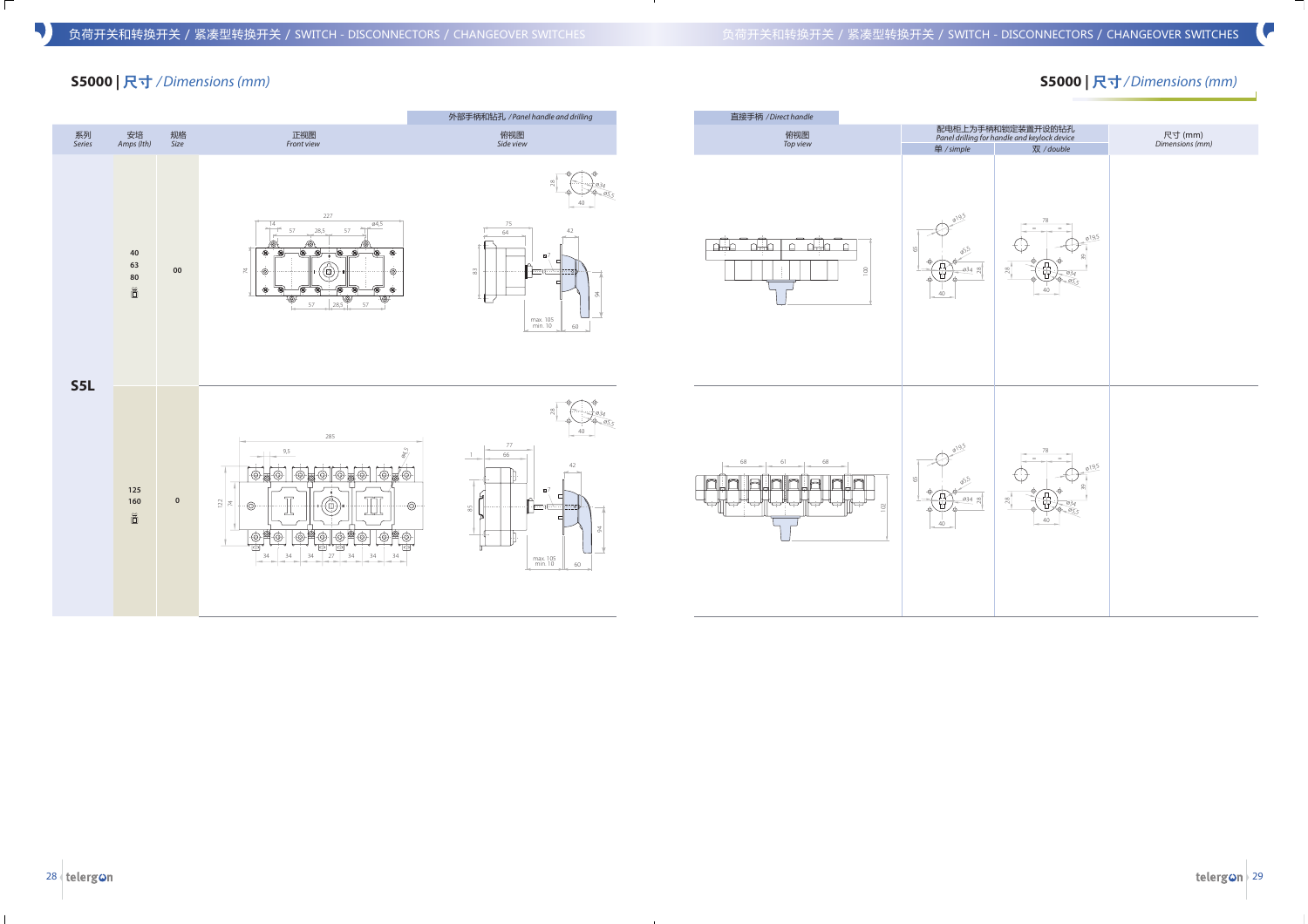## S5000 | 尺寸 / *Dimensions (mm)*

| 系列 *Series* | 安培 *Amps (Ith)* | 规格 *Size* | 正视图 *Front view* | 外部手柄和钻孔 / *Panel handle and drilling* 俯视图 *Side view* | 直接手柄 / *Direct handle* 俯视图 *Top view* | 配电柜上为手柄和锁定装置开设的钻孔 *Panel drilling for handle and keylock device* 单 / *simple* | 双 / *double* | 尺寸 (mm) *Dimensions (mm)* |
|---|---|---|---|---|---|---|---|---|
| S5L | 40 63 80 | 00 | | | | | | |
| | 125 160 | 0 | | | | | | |

227
14
57
28,5
57
ø4,5
74
57
28,5
57

75
64
42
83
94
max. 105
min. 10
60
28
ø34
ø5,5
40

100
ø19,5
65
ø5,5
ø34
28
40
78
ø19,5
39
28
ø34
ø5,5
40

285
9,5
ø5,5
122
74
34
34
34
27
34
34
34

77
66
1
42
85
94
max. 105
min. 10
60
28
ø34
ø5,5
40

68
61
68
102
ø19,5
65
ø5,5
ø34
28
40
78
ø19,5
39
28
ø34
ø5,5
40